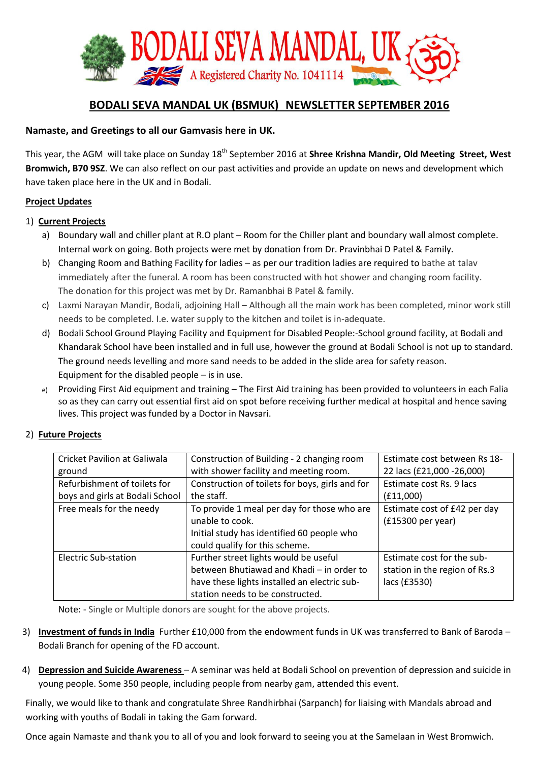# BODALI SEVA MANDAL, UK

A Registered Charity No. 1041114

## BODALI SEVA MANDAL UK (BSMUK) NEWSLETTER SEPTEMBER 2016

**Namaste, and Greetings to all our Gamvasis here in UK.**

This year, the AGM will take place on Sunday 18th September 2016 at **Shree Krishna Mandir, Old Meeting Street, West Bromwich, B70 9SZ**. We can also reflect on our past activities and provide an update on news and development which have taken place here in the UK and in Bodali.

**Project Updates**

1) **Current Projects**
   a) Boundary wall and chiller plant at R.O plant – Room for the Chiller plant and boundary wall almost complete. Internal work on going. Both projects were met by donation from Dr. Pravinbhai D Patel & Family.
   b) Changing Room and Bathing Facility for ladies – as per our tradition ladies are required to bathe at talav immediately after the funeral. A room has been constructed with hot shower and changing room facility. The donation for this project was met by Dr. Ramanbhai B Patel & family.
   c) Laxmi Narayan Mandir, Bodali, adjoining Hall – Although all the main work has been completed, minor work still needs to be completed. I.e. water supply to the kitchen and toilet is in-adequate.
   d) Bodali School Ground Playing Facility and Equipment for Disabled People:-School ground facility, at Bodali and Khandarak School have been installed and in full use, however the ground at Bodali School is not up to standard. The ground needs levelling and more sand needs to be added in the slide area for safety reason.
      Equipment for the disabled people – is in use.
   e) Providing First Aid equipment and training – The First Aid training has been provided to volunteers in each Falia so as they can carry out essential first aid on spot before receiving further medical at hospital and hence saving lives. This project was funded by a Doctor in Navsari.

2) **Future Projects**

| Cricket Pavilion at Galiwala ground | Construction of Building - 2 changing room with shower facility and meeting room. | Estimate cost between Rs 18-22 lacs (£21,000 -26,000) |
|---|---|---|
| Refurbishment of toilets for boys and girls at Bodali School | Construction of toilets for boys, girls and for the staff. | Estimate cost Rs. 9 lacs (£11,000) |
| Free meals for the needy | To provide 1 meal per day for those who are unable to cook.<br>Initial study has identified 60 people who could qualify for this scheme. | Estimate cost of £42 per day (£15300 per year) |
| Electric Sub-station | Further street lights would be useful between Bhutiawad and Khadi – in order to have these lights installed an electric sub-station needs to be constructed. | Estimate cost for the sub-station in the region of Rs.3 lacs (£3530) |

Note: - Single or Multiple donors are sought for the above projects.

3) **Investment of funds in India** Further £10,000 from the endowment funds in UK was transferred to Bank of Baroda – Bodali Branch for opening of the FD account.

4) **Depression and Suicide Awareness** – A seminar was held at Bodali School on prevention of depression and suicide in young people. Some 350 people, including people from nearby gam, attended this event.

Finally, we would like to thank and congratulate Shree Randhirbhai (Sarpanch) for liaising with Mandals abroad and working with youths of Bodali in taking the Gam forward.

Once again Namaste and thank you to all of you and look forward to seeing you at the Samelaan in West Bromwich.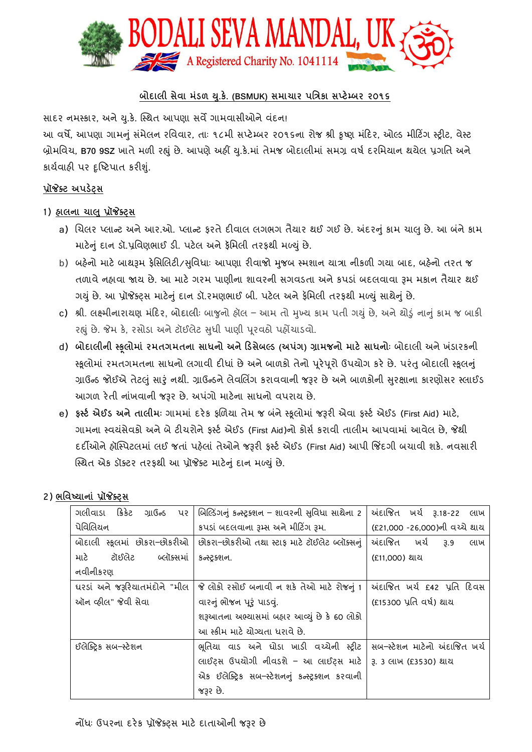# BODALI SEVA MANDAL, UK

A Registered Charity No. 1041114

## બોદાલી સેવા મંડળ યુ.કે. (BSMUK) સમાચાર પત્રિકા સપ્ટેમ્બર ૨૦૧૬

સાદર નમસ્કાર, અને યુ.કે. સ્થિત આપણા સર્વે ગામવાસીઓને વંદન!

આ વર્ષે, આપણા ગામનું સંમેલન રવિવાર, તાઃ ૧૮મી સપ્ટેમ્બર ૨૦૧૬ના રોજ શ્રી કૃષ્ણ મંદિર, ઓલ્ડ મીટિંગ સ્ટ્રીટ, વેસ્ટ બ્રોમવિચ, B70 9SZ ખાતે મળી રહ્યું છે. આપણે અહીં યુ.કે.માં તેમજ બોદાલીમાં સમગ્ર વર્ષ દરમિયાન થયેલ પ્રગતિ અને કાર્યવાહી પર દૃષ્ટિપાત કરીશું.

### પ્રૉજેક્ટ અપડેટ્સ

1) હાલના ચાલુ પ્રૉજેક્ટ્સ

a) ચિલર પ્લાન્ટ અને આર.ઓ. પ્લાન્ટ ફરતે દીવાલ લગભગ તૈયાર થઈ ગઈ છે. અંદરનું કામ ચાલુ છે. આ બંને કામ માટેનું દાન ડૉ.પ્રવિણભાઈ ડી. પટેલ અને ફૅમિલી તરફથી મળ્યું છે.

b) બહેનો માટે બાથરૂમ ફેસિલિટી/સુવિધાઃ આપણા રીવાજો મુજબ સ્મશાન યાત્રા નીકળી ગયા બાદ, બહેનો તરત જ તળાવે નહાવા જાય છે. આ માટે ગરમ પાણીના શાવરની સગવડતા અને કપડાં બદલવાના રૂમ મકાન તૈયાર થઈ ગયું છે. આ પ્રૉજેક્ટ્સ માટેનું દાન ડૉ.રમણભાઈ બી. પટેલ અને ફૅમિલી તરફથી મળ્યું સાથેનું છે.

c) શ્રી. લક્ષ્મીનારાયણ મંદિર, બોદાલીઃ બાજુનો હૉલ – આમ તો મુખ્ય કામ પતી ગયું છે, અને થોડું નાનું કામ જ બાકી રહ્યું છે. જેમ કે, રસોડા અને ટૉઈલેટ સુધી પાણી પૂરવઠો પહોંચાડવો.

d) **બોદાલીની સ્કૂલોમાં રમતગમતના સાધનો અને ડિસેબલ્ડ (અપંગ) ગ્રામજનો માટે સાધનોઃ** બોદાલી અને ખંડારકની સ્કૂલોમાં રમતગમતના સાધનો લગાવી દીધાં છે અને બાળકો તેનો પૂરેપૂરો ઉપયોગ કરે છે. પરંતુ બોદાલી સ્કૂલનું ગ્રાઉન્ડ જોઈએ તેટલું સારું નથી. ગ્રાઉન્ડને લેવલિંગ કરાવવાની જરૂર છે અને બાળકોની સુરક્ષાના કારણોસર સ્લાઈડ આગળ રેતી નાંખવાની જરૂર છે. અપંગો માટેના સાધનો વપરાય છે.

e) **ફર્સ્ટ એઈડ અને તાલીમઃ** ગામમાં દરેક ફળિયા તેમ જ બંને સ્કૂલોમાં જરૂરી એવા ફર્સ્ટ એઈડ (First Aid) માટે, ગામના સ્વયંસેવકો અને બે ટીચરોને ફર્સ્ટ એઈડ (First Aid)નો કોર્સ કરાવી તાલીમ આપવામાં આવેલ છે, જેથી દર્દીઓને હૉસ્પિટલમાં લઈ જતાં પહેલાં તેઓને જરૂરી ફર્સ્ટ એઈડ (First Aid) આપી જિંદગી બચાવી શકે. નવસારી સ્થિત એક ડૉક્ટર તરફથી આ પ્રૉજેક્ટ માટેનું દાન મળ્યું છે.

2) ભવિષ્યાનાં પ્રૉજેક્ટ્સ

| | | |
|---|---|---|
| ગલીવાડા ક્રિકેટ ગ્રાઉન્ડ પર પેવિલિયન | બિલ્ડિંગનું કન્સ્ટ્રક્શન – શાવરની સુવિધા સાથેના 2 કપડાં બદલવાના રૂમ્સ અને મીટિંગ રૂમ. | અંદાજિત ખર્ચ રૂ.18-22 લાખ (£21,000 -26,000)ની વચ્ચે થાય |
| બોદાલી સ્કૂલમાં છોકરા–છોકરીઓ માટે ટૉઈલેટ બ્લૉક્સમાં નવીનીકરણ | છોકરા–છોકરીઓ તથા સ્ટાફ માટે ટૉઈલેટ બ્લૉક્સનું કન્સ્ટ્રક્શન. | અંદાજિત ખર્ચ રૂ.9 લાખ (£11,000) થાય |
| ઘરડાં અને જરૂરિયાતમંદોને "મીલ ઑન વ્હીલ" જેવી સેવા | જે લોકો રસોઈ બનાવી ન શકે તેઓ માટે રોજનું 1 વારનું ભોજન પૂરું પાડવું.<br>શરૂઆતના અભ્યાસમાં બહાર આવ્યું છે કે 60 લોકો આ સ્કીમ માટે યોગ્યતા ધરાવે છે. | અંદાજિત ખર્ચ £42 પ્રતિ દિવસ (£15300 પ્રતિ વર્ષ) થાય |
| ઈલેક્ટ્રિક સબ–સ્ટેશન | ભૂતિયા વાડ અને ઘોડા ખાડી વચ્ચેની સ્ટ્રીટ લાઈટ્સ ઉપયોગી નીવડશે – આ લાઈટ્સ માટે એક ઈલેક્ટ્રિક સબ–સ્ટેશનનું કન્સ્ટ્રક્શન કરવાની જરૂર છે. | સબ–સ્ટેશન માટેનો અંદાજિત ખર્ચ રૂ. 3 લાખ (£3530) થાય |

નોંધઃ ઉપરના દરેક પ્રૉજેક્ટ્સ માટે દાતાઓની જરૂર છે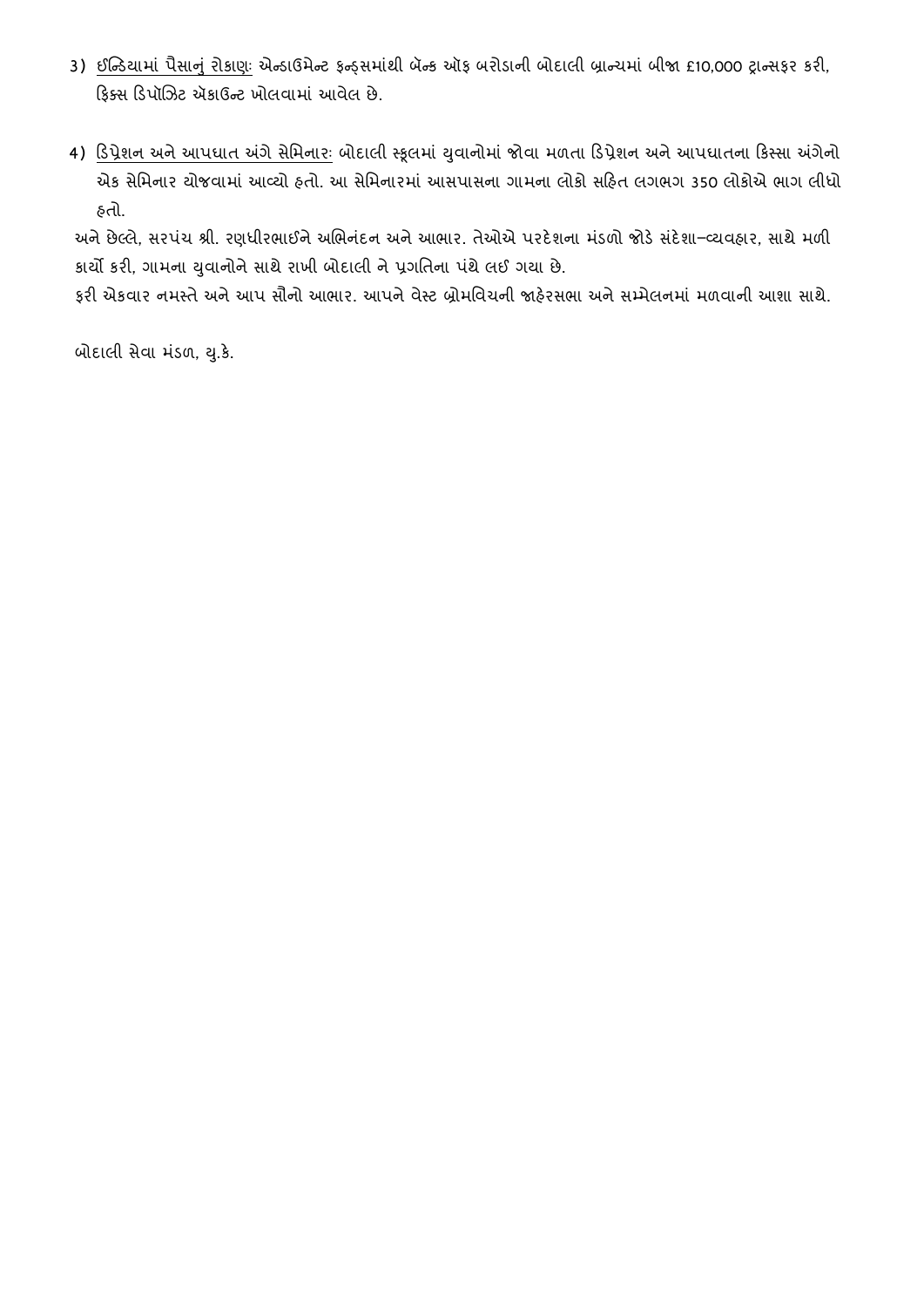3) <u>ઈન્ડિયામાં પૈસાનું રોકાણઃ</u> એન્ડાઉમેન્ટ ફન્ડ્સમાંથી બૅન્ક ઑફ બરોડાની બોદાલી બ્રાન્ચમાં બીજા £10,000 ટ્રાન્સફર કરી, ફિક્સ ડિપૉઝિટ ઍકાઉન્ટ ખોલવામાં આવેલ છે.

4) <u>ડિપ્રેશન અને આપઘાત અંગે સેમિનારઃ</u> બોદાલી સ્કૂલમાં યુવાનોમાં જોવા મળતા ડિપ્રેશન અને આપઘાતના કિસ્સા અંગેનો એક સેમિનાર યોજવામાં આવ્યો હતો. આ સેમિનારમાં આસપાસના ગામના લોકો સહિત લગભગ 350 લોકોએ ભાગ લીધો હતો.

અને છેલ્લે, સરપંચ શ્રી. રણધીરભાઈને અભિનંદન અને આભાર. તેઓએ પરદેશના મંડળો જોડે સંદેશા–વ્યવહાર, સાથે મળી કાર્યો કરી, ગામના યુવાનોને સાથે રાખી બોદાલી ને પ્રગતિના પંથે લઈ ગયા છે.

ફરી એકવાર નમસ્તે અને આપ સૌનો આભાર. આપને વેસ્ટ બ્રોમવિચની જાહેરસભા અને સમ્મેલનમાં મળવાની આશા સાથે.

બોદાલી સેવા મંડળ, યુ.કે.